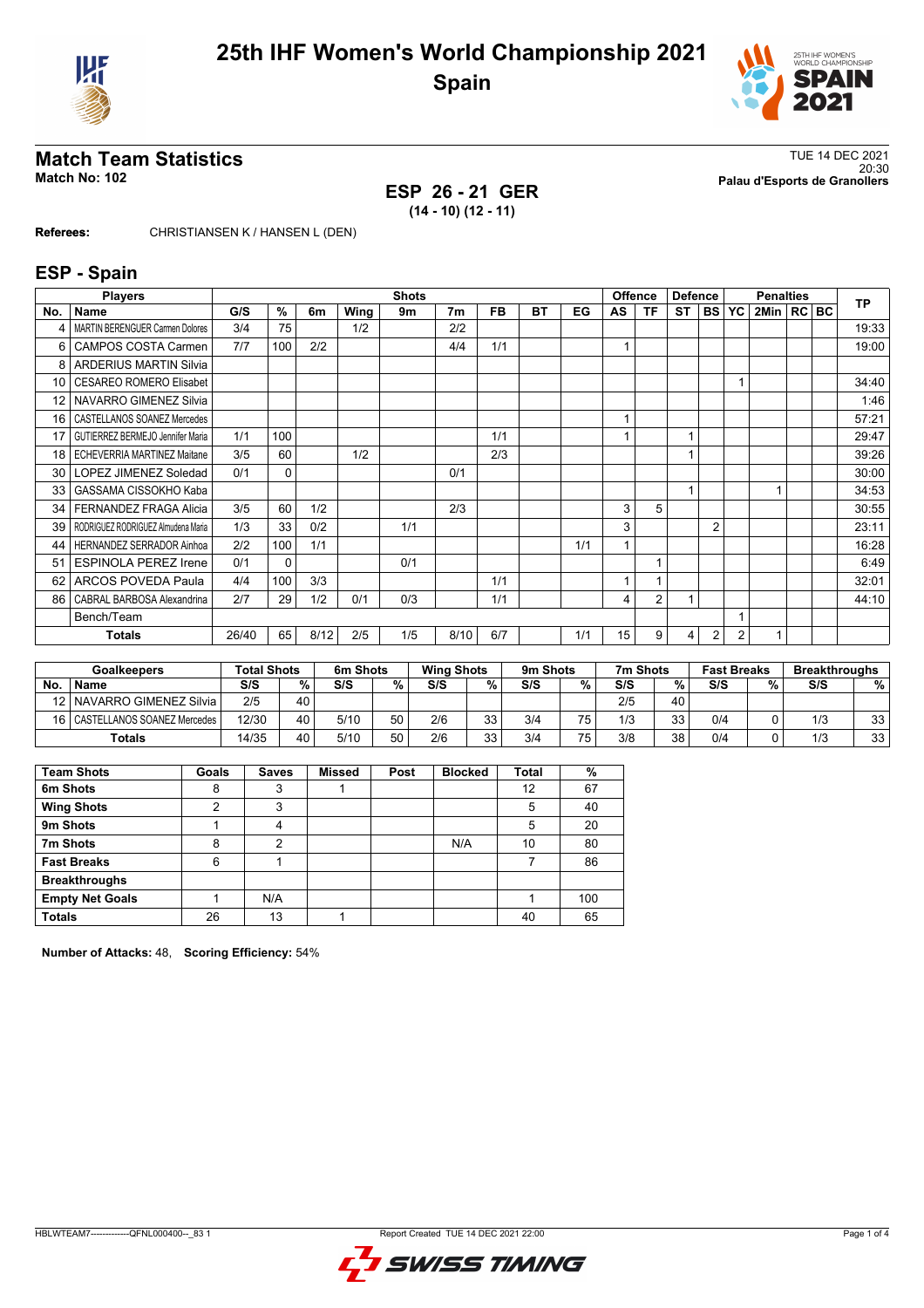# 25th IHF Women's World Championship 2021
## Spain

## Match Team Statistics
**Match No: 102**

TUE 14 DEC 2021
20:30
**Palau d'Esports de Granollers**

### ESP 26 - 21 GER
**(14 - 10) (12 - 11)**

**Referees:** CHRISTIANSEN K / HANSEN L (DEN)

## ESP - Spain

| Players | | Shots | | | | | | | | | Offence | | Defence | | Penalties | | | | TP |
|---|---|---|---|---|---|---|---|---|---|---|---|---|---|---|---|---|---|---|---|
| No. | Name | G/S | % | 6m | Wing | 9m | 7m | FB | BT | EG | AS | TF | ST | BS | YC | 2Min | RC | BC | |
| 4 | MARTIN BERENGUER Carmen Dolores | 3/4 | 75 | | 1/2 | | 2/2 | | | | | | | | | | | | 19:33 |
| 6 | CAMPOS COSTA Carmen | 7/7 | 100 | 2/2 | | | 4/4 | 1/1 | | | 1 | | | | | | | | 19:00 |
| 8 | ARDERIUS MARTIN Silvia | | | | | | | | | | | | | | | | | | |
| 10 | CESAREO ROMERO Elisabet | | | | | | | | | | | | | | 1 | | | | 34:40 |
| 12 | NAVARRO GIMENEZ Silvia | | | | | | | | | | | | | | | | | | 1:46 |
| 16 | CASTELLANOS SOANEZ Mercedes | | | | | | | | | | 1 | | | | | | | | 57:21 |
| 17 | GUTIERREZ BERMEJO Jennifer Maria | 1/1 | 100 | | | | | 1/1 | | | 1 | | 1 | | | | | | 29:47 |
| 18 | ECHEVERRIA MARTINEZ Maitane | 3/5 | 60 | | 1/2 | | | 2/3 | | | | | 1 | | | | | | 39:26 |
| 30 | LOPEZ JIMENEZ Soledad | 0/1 | 0 | | | | 0/1 | | | | | | | | | | | | 30:00 |
| 33 | GASSAMA CISSOKHO Kaba | | | | | | | | | | | | 1 | | | 1 | | | 34:53 |
| 34 | FERNANDEZ FRAGA Alicia | 3/5 | 60 | 1/2 | | | 2/3 | | | | 3 | 5 | | | | | | | 30:55 |
| 39 | RODRIGUEZ RODRIGUEZ Almudena Maria | 1/3 | 33 | 0/2 | | 1/1 | | | | | 3 | | | 2 | | | | | 23:11 |
| 44 | HERNANDEZ SERRADOR Ainhoa | 2/2 | 100 | 1/1 | | | | | | 1/1 | 1 | | | | | | | | 16:28 |
| 51 | ESPINOLA PEREZ Irene | 0/1 | 0 | | | 0/1 | | | | | | 1 | | | | | | | 6:49 |
| 62 | ARCOS POVEDA Paula | 4/4 | 100 | 3/3 | | | | 1/1 | | | 1 | 1 | | | | | | | 32:01 |
| 86 | CABRAL BARBOSA Alexandrina | 2/7 | 29 | 1/2 | 0/1 | 0/3 | | 1/1 | | | 4 | 2 | 1 | | | | | | 44:10 |
| | Bench/Team | | | | | | | | | | | | | | 1 | | | | |
| | **Totals** | 26/40 | 65 | 8/12 | 2/5 | 1/5 | 8/10 | 6/7 | | 1/1 | 15 | 9 | 4 | 2 | 2 | 1 | | | |

| Goalkeepers | | Total Shots | | 6m Shots | | Wing Shots | | 9m Shots | | 7m Shots | | Fast Breaks | | Breakthroughs | |
|---|---|---|---|---|---|---|---|---|---|---|---|---|---|---|---|
| No. | Name | S/S | % | S/S | % | S/S | % | S/S | % | S/S | % | S/S | % | S/S | % |
| 12 | NAVARRO GIMENEZ Silvia | 2/5 | 40 | | | | | | | 2/5 | 40 | | | | |
| 16 | CASTELLANOS SOANEZ Mercedes | 12/30 | 40 | 5/10 | 50 | 2/6 | 33 | 3/4 | 75 | 1/3 | 33 | 0/4 | 0 | 1/3 | 33 |
| | **Totals** | 14/35 | 40 | 5/10 | 50 | 2/6 | 33 | 3/4 | 75 | 3/8 | 38 | 0/4 | 0 | 1/3 | 33 |

| Team Shots | Goals | Saves | Missed | Post | Blocked | Total | % |
|---|---|---|---|---|---|---|---|
| **6m Shots** | 8 | 3 | 1 | | | 12 | 67 |
| **Wing Shots** | 2 | 3 | | | | 5 | 40 |
| **9m Shots** | 1 | 4 | | | | 5 | 20 |
| **7m Shots** | 8 | 2 | | | N/A | 10 | 80 |
| **Fast Breaks** | 6 | 1 | | | | 7 | 86 |
| **Breakthroughs** | | | | | | | |
| **Empty Net Goals** | 1 | N/A | | | | 1 | 100 |
| **Totals** | 26 | 13 | 1 | | | 40 | 65 |

**Number of Attacks:** 48, **Scoring Efficiency:** 54%

HBLWTEAM7-------------QFNL000400--_83 1 Report Created TUE 14 DEC 2021 22:00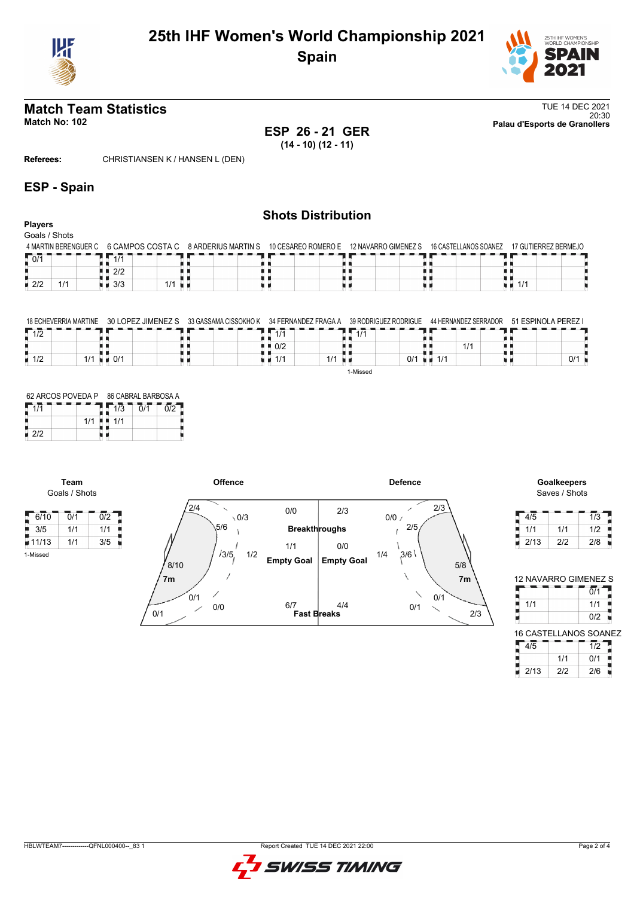# 25th IHF Women's World Championship 2021

## Spain

## Match Team Statistics

**Match No: 102**

TUE 14 DEC 2021
20:30
**Palau d'Esports de Granollers**

**ESP 26 - 21 GER**
**(14 - 10) (12 - 11)**

**Referees:** CHRISTIANSEN K / HANSEN L (DEN)

## ESP - Spain

### Shots Distribution

**Players**
Goals / Shots

4 MARTIN BERENGUER C

| | | |
|---|---|---|
| 0/1 | | |
| | | |
| 2/2 | 1/1 | |

6 CAMPOS COSTA C

| | | |
|---|---|---|
| 1/1 | | |
| 2/2 | | |
| 3/3 | | 1/1 |

8 ARDERIUS MARTIN S

10 CESAREO ROMERO E

12 NAVARRO GIMENEZ S

16 CASTELLANOS SOANEZ

17 GUTIERREZ BERMEJO

| | | |
|---|---|---|
| | | |
| | | |
| 1/1 | | |

18 ECHEVERRIA MARTINE

| | | |
|---|---|---|
| 1/2 | | |
| | | |
| 1/2 | | 1/1 |

30 LOPEZ JIMENEZ S

| | | |
|---|---|---|
| | | |
| | | |
| 0/1 | | |

33 GASSAMA CISSOKHO K

34 FERNANDEZ FRAGA A

| | | |
|---|---|---|
| 1/1 | | |
| 0/2 | | |
| 1/1 | | 1/1 |

39 RODRIGUEZ RODRIGUE

| | | |
|---|---|---|
| 1/1 | | |
| | | |
| | | 0/1 |

1-Missed

44 HERNANDEZ SERRADOR

| | | |
|---|---|---|
| | | |
| | 1/1 | |
| 1/1 | | |

51 ESPINOLA PEREZ I

| | | |
|---|---|---|
| | | |
| | | |
| | | 0/1 |

62 ARCOS POVEDA P

| | | |
|---|---|---|
| 1/1 | | |
| | | 1/1 |
| 2/2 | | |

86 CABRAL BARBOSA A

| | | |
|---|---|---|
| 1/3 | 0/1 | 0/2 |
| 1/1 | | |
| | | |

**Team**
Goals / Shots

| | | |
|---|---|---|
| 6/10 | 0/1 | 0/2 |
| 3/5 | 1/1 | 1/1 |
| 11/13 | 1/1 | 3/5 |

1-Missed

**Offence**

2/4
0/3
5/6
3/5
1/2
8/10
7m
0/1
0/0
0/1

**Defence**

2/3
0/0
2/5
3/6
1/4
5/8
7m
0/1
0/1
2/3

0/0 2/3
**Breakthroughs**
1/1 0/0
**Empty Goal** **Empty Goal**
6/7 4/4
**Fast Breaks**

**Goalkeepers**
Saves / Shots

| | | |
|---|---|---|
| 4/5 | | 1/3 |
| 1/1 | 1/1 | 1/2 |
| 2/13 | 2/2 | 2/8 |

12 NAVARRO GIMENEZ S

| | | |
|---|---|---|
| | | 0/1 |
| 1/1 | | 1/1 |
| | | 0/2 |

16 CASTELLANOS SOANEZ

| | | |
|---|---|---|
| 4/5 | | 1/2 |
| | 1/1 | 0/1 |
| 2/13 | 2/2 | 2/6 |

HBLWTEAM7--------------QFNL000400--_83 1

Report Created TUE 14 DEC 2021 22:00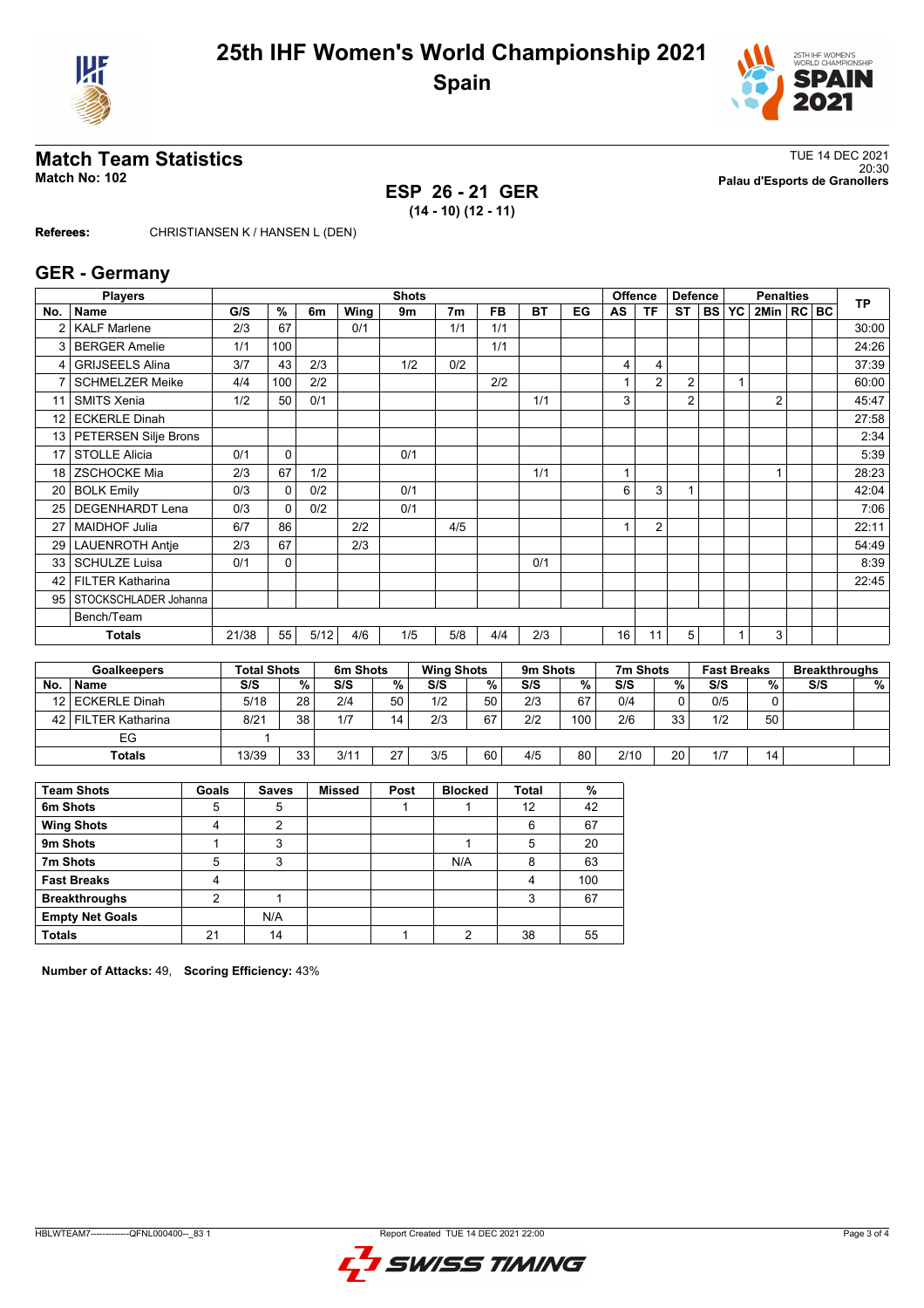# 25th IHF Women's World Championship 2021
## Spain

## Match Team Statistics

**Match No: 102**

TUE 14 DEC 2021
20:30
**Palau d'Esports de Granollers**

**ESP 26 - 21 GER**
**(14 - 10) (12 - 11)**

**Referees:** CHRISTIANSEN K / HANSEN L (DEN)

## GER - Germany

| Players | | Shots | | | | | | | | | Offence | | Defence | | | Penalties | | | TP |
|---|---|---|---|---|---|---|---|---|---|---|---|---|---|---|---|---|---|---|---|
| No. | Name | G/S | % | 6m | Wing | 9m | 7m | FB | BT | EG | AS | TF | ST | BS | YC | 2Min | RC | BC | |
| 2 | KALF Marlene | 2/3 | 67 | | 0/1 | | 1/1 | 1/1 | | | | | | | | | | | 30:00 |
| 3 | BERGER Amelie | 1/1 | 100 | | | | | 1/1 | | | | | | | | | | | 24:26 |
| 4 | GRIJSEELS Alina | 3/7 | 43 | 2/3 | | 1/2 | 0/2 | | | | 4 | 4 | | | | | | | 37:39 |
| 7 | SCHMELZER Meike | 4/4 | 100 | 2/2 | | | | 2/2 | | | 1 | 2 | 2 | | 1 | | | | 60:00 |
| 11 | SMITS Xenia | 1/2 | 50 | 0/1 | | | | | 1/1 | | 3 | | 2 | | | 2 | | | 45:47 |
| 12 | ECKERLE Dinah | | | | | | | | | | | | | | | | | | 27:58 |
| 13 | PETERSEN Silje Brons | | | | | | | | | | | | | | | | | | 2:34 |
| 17 | STOLLE Alicia | 0/1 | 0 | | | 0/1 | | | | | | | | | | | | | 5:39 |
| 18 | ZSCHOCKE Mia | 2/3 | 67 | 1/2 | | | | | 1/1 | | 1 | | | | | 1 | | | 28:23 |
| 20 | BOLK Emily | 0/3 | 0 | 0/2 | | 0/1 | | | | | 6 | 3 | 1 | | | | | | 42:04 |
| 25 | DEGENHARDT Lena | 0/3 | 0 | 0/2 | | 0/1 | | | | | | | | | | | | | 7:06 |
| 27 | MAIDHOF Julia | 6/7 | 86 | | 2/2 | | 4/5 | | | | 1 | 2 | | | | | | | 22:11 |
| 29 | LAUENROTH Antje | 2/3 | 67 | | 2/3 | | | | | | | | | | | | | | 54:49 |
| 33 | SCHULZE Luisa | 0/1 | 0 | | | | | | 0/1 | | | | | | | | | | 8:39 |
| 42 | FILTER Katharina | | | | | | | | | | | | | | | | | | 22:45 |
| 95 | STOCKSCHLADER Johanna | | | | | | | | | | | | | | | | | | |
| | Bench/Team | | | | | | | | | | | | | | | | | | |
| | **Totals** | 21/38 | 55 | 5/12 | 4/6 | 1/5 | 5/8 | 4/4 | 2/3 | | 16 | 11 | 5 | | 1 | 3 | | | |

| Goalkeepers | | Total Shots | | 6m Shots | | Wing Shots | | 9m Shots | | 7m Shots | | Fast Breaks | | Breakthroughs | |
|---|---|---|---|---|---|---|---|---|---|---|---|---|---|---|---|
| No. | Name | S/S | % | S/S | % | S/S | % | S/S | % | S/S | % | S/S | % | S/S | % |
| 12 | ECKERLE Dinah | 5/18 | 28 | 2/4 | 50 | 1/2 | 50 | 2/3 | 67 | 0/4 | 0 | 0/5 | 0 | | |
| 42 | FILTER Katharina | 8/21 | 38 | 1/7 | 14 | 2/3 | 67 | 2/2 | 100 | 2/6 | 33 | 1/2 | 50 | | |
| | EG | 1 | | | | | | | | | | | | | |
| | **Totals** | 13/39 | 33 | 3/11 | 27 | 3/5 | 60 | 4/5 | 80 | 2/10 | 20 | 1/7 | 14 | | |

| Team Shots | Goals | Saves | Missed | Post | Blocked | Total | % |
|---|---|---|---|---|---|---|---|
| 6m Shots | 5 | 5 | | 1 | 1 | 12 | 42 |
| Wing Shots | 4 | 2 | | | | 6 | 67 |
| 9m Shots | 1 | 3 | | | 1 | 5 | 20 |
| 7m Shots | 5 | 3 | | | N/A | 8 | 63 |
| Fast Breaks | 4 | | | | | 4 | 100 |
| Breakthroughs | 2 | 1 | | | | 3 | 67 |
| Empty Net Goals | | N/A | | | | | |
| **Totals** | 21 | 14 | | 1 | 2 | 38 | 55 |

**Number of Attacks:** 49, **Scoring Efficiency:** 43%

HBLWTEAM7-------------QFNL000400--_83 1 Report Created TUE 14 DEC 2021 22:00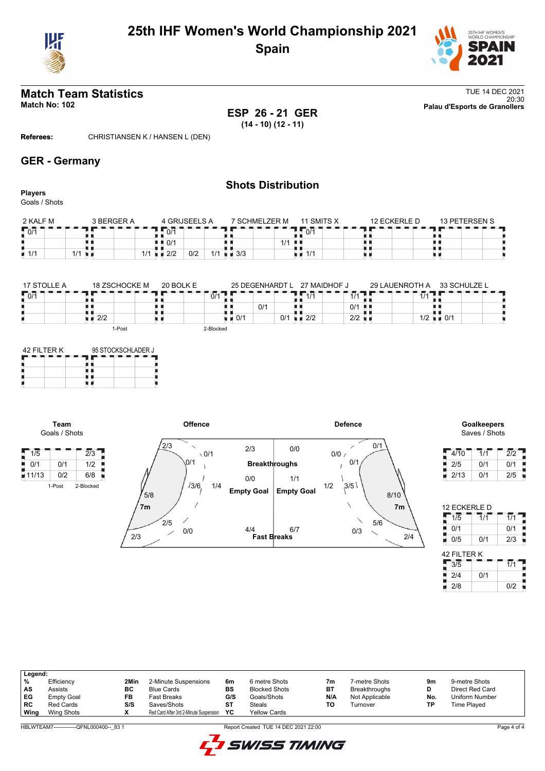# 25th IHF Women's World Championship 2021
# Spain

## Match Team Statistics

**Match No: 102**

TUE 14 DEC 2021
20:30
**Palau d'Esports de Granollers**

**ESP 26 - 21 GER**
**(14 - 10) (12 - 11)**

**Referees:** CHRISTIANSEN K / HANSEN L (DEN)

## GER - Germany

### Shots Distribution

**Players**
Goals / Shots

2 KALF M
0/1
1/1 1/1

3 BERGER A
1/1

4 GRIJSEELS A
0/1
0/1
2/2 0/2 1/1

7 SCHMELZER M
1/1
3/3

11 SMITS X
0/1
1/1

12 ECKERLE D

13 PETERSEN S

17 STOLLE A
0/1

18 ZSCHOCKE M
2/2
1-Post

20 BOLK E
0/1
2-Blocked

25 DEGENHARDT L
0/1
0/1 0/1

27 MAIDHOF J
1/1 1/1
0/1
2/2 2/2

29 LAUENROTH A
1/1
1/2

33 SCHULZE L
0/1

42 FILTER K

95 STOCKSCHLADER J

**Team**
Goals / Shots

| | | |
|---|---|---|
| 1/5 | | 2/3 |
| 0/1 | 0/1 | 1/2 |
| 11/13 | 0/2 | 6/8 |

1-Post 2-Blocked

**Offence**

2/3
0/1
0/1
3/6
1/4
5/8
7m
2/5
0/0
2/3

Breakthroughs 2/3 0/0
Empty Goal 0/0 1/1
Fast Breaks 4/4 6/7

**Defence**

0/1
0/0
0/1
1/2
3/5
8/10
7m
5/6
0/3
2/4

**Goalkeepers**
Saves / Shots

| | | |
|---|---|---|
| 4/10 | 1/1 | 2/2 |
| 2/5 | 0/1 | 0/1 |
| 2/13 | 0/1 | 2/5 |

12 ECKERLE D

| | | |
|---|---|---|
| 1/5 | 1/1 | 1/1 |
| 0/1 | | 0/1 |
| 0/5 | 0/1 | 2/3 |

42 FILTER K

| | | |
|---|---|---|
| 3/5 | | 1/1 |
| 2/4 | 0/1 | |
| 2/8 | | 0/2 |

| Legend: | | | | | | | | | |
|---|---|---|---|---|---|---|---|---|---|
| % | Efficiency | 2Min | 2-Minute Suspensions | 6m | 6 metre Shots | 7m | 7-metre Shots | 9m | 9-metre Shots |
| AS | Assists | BC | Blue Cards | BS | Blocked Shots | BT | Breakthroughs | D | Direct Red Card |
| EG | Empty Goal | FB | Fast Breaks | G/S | Goals/Shots | N/A | Not Applicable | No. | Uniform Number |
| RC | Red Cards | S/S | Saves/Shots | ST | Steals | TO | Turnover | TP | Time Played |
| Wing | Wing Shots | X | Red Card After 3rd 2-Minute Suspension | YC | Yellow Cards | | | | |

HBLWTEAM7-------------QFNL000400--_83 1 Report Created TUE 14 DEC 2021 22:00